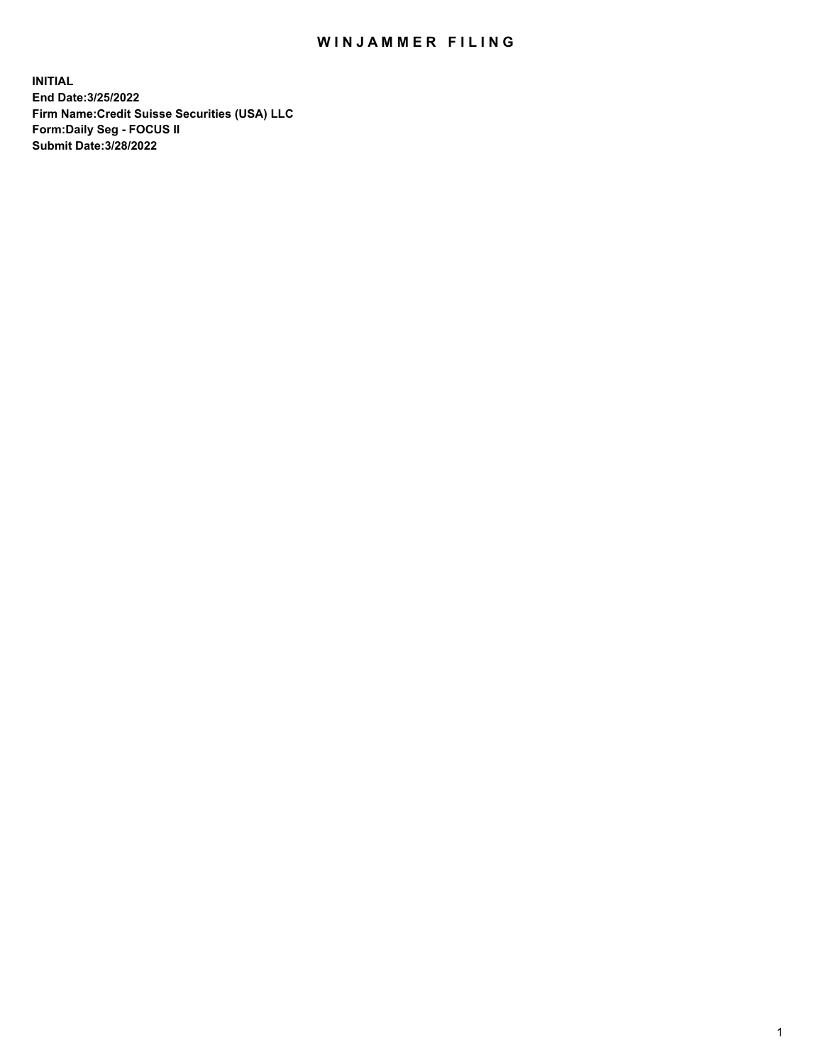# WINJAMMER FILING

**INITIAL**
**End Date:3/25/2022**
**Firm Name:Credit Suisse Securities (USA) LLC**
**Form:Daily Seg - FOCUS II**
**Submit Date:3/28/2022**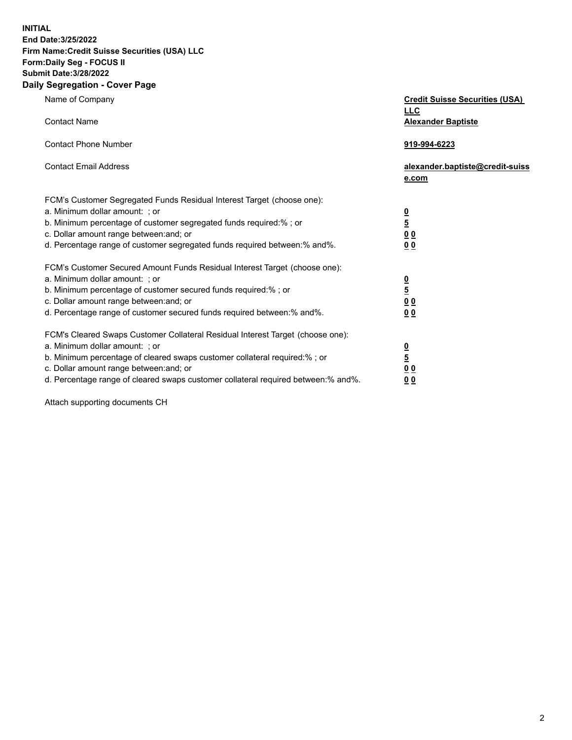**INITIAL**
**End Date:3/25/2022**
**Firm Name:Credit Suisse Securities (USA) LLC**
**Form:Daily Seg - FOCUS II**
**Submit Date:3/28/2022**

## Daily Segregation - Cover Page

| | |
|---|---|
| Name of Company | **Credit Suisse Securities (USA) LLC** |
| Contact Name | **Alexander Baptiste** |
| Contact Phone Number | **919-994-6223** |
| Contact Email Address | **alexander.baptiste@credit-suisse.com** |
| FCM's Customer Segregated Funds Residual Interest Target (choose one): | |
| a. Minimum dollar amount: ; or | **0** |
| b. Minimum percentage of customer segregated funds required:% ; or | **5** |
| c. Dollar amount range between:and; or | **0 0** |
| d. Percentage range of customer segregated funds required between:% and%. | **0 0** |
| FCM's Customer Secured Amount Funds Residual Interest Target (choose one): | |
| a. Minimum dollar amount: ; or | **0** |
| b. Minimum percentage of customer secured funds required:% ; or | **5** |
| c. Dollar amount range between:and; or | **0 0** |
| d. Percentage range of customer secured funds required between:% and%. | **0 0** |
| FCM's Cleared Swaps Customer Collateral Residual Interest Target (choose one): | |
| a. Minimum dollar amount: ; or | **0** |
| b. Minimum percentage of cleared swaps customer collateral required:% ; or | **5** |
| c. Dollar amount range between:and; or | **0 0** |
| d. Percentage range of cleared swaps customer collateral required between:% and%. | **0 0** |

Attach supporting documents CH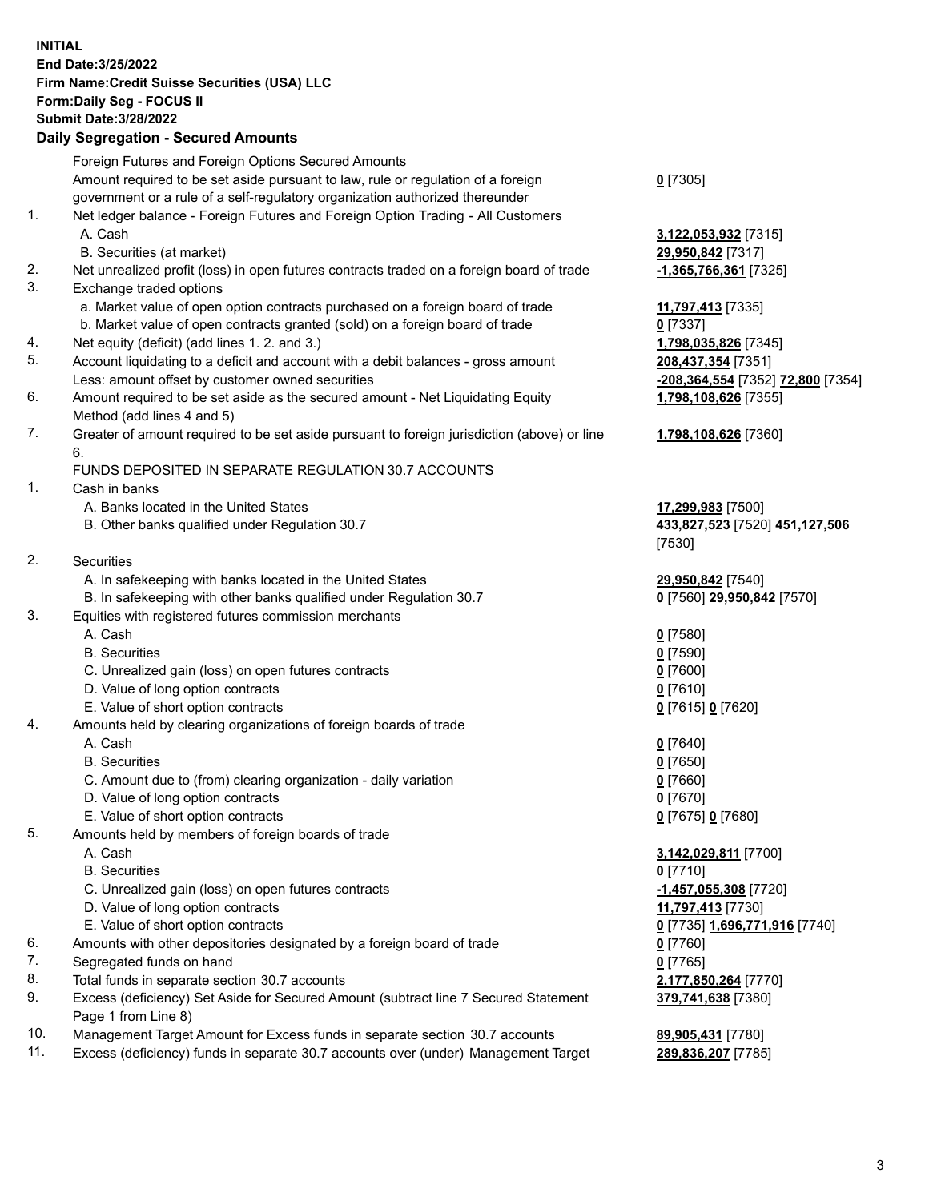**INITIAL**
**End Date:3/25/2022**
**Firm Name:Credit Suisse Securities (USA) LLC**
**Form:Daily Seg - FOCUS II**
**Submit Date:3/28/2022**

## Daily Segregation - Secured Amounts

| | | |
|---|---|---|
| | Foreign Futures and Foreign Options Secured Amounts | |
| | Amount required to be set aside pursuant to law, rule or regulation of a foreign government or a rule of a self-regulatory organization authorized thereunder | **0** [7305] |
| 1. | Net ledger balance - Foreign Futures and Foreign Option Trading - All Customers | |
| | A. Cash | **3,122,053,932** [7315] |
| | B. Securities (at market) | **29,950,842** [7317] |
| 2. | Net unrealized profit (loss) in open futures contracts traded on a foreign board of trade | **-1,365,766,361** [7325] |
| 3. | Exchange traded options | |
| | a. Market value of open option contracts purchased on a foreign board of trade | **11,797,413** [7335] |
| | b. Market value of open contracts granted (sold) on a foreign board of trade | **0** [7337] |
| 4. | Net equity (deficit) (add lines 1. 2. and 3.) | **1,798,035,826** [7345] |
| 5. | Account liquidating to a deficit and account with a debit balances - gross amount | **208,437,354** [7351] |
| | Less: amount offset by customer owned securities | **-208,364,554** [7352] **72,800** [7354] |
| 6. | Amount required to be set aside as the secured amount - Net Liquidating Equity Method (add lines 4 and 5) | **1,798,108,626** [7355] |
| 7. | Greater of amount required to be set aside pursuant to foreign jurisdiction (above) or line 6. | **1,798,108,626** [7360] |
| | FUNDS DEPOSITED IN SEPARATE REGULATION 30.7 ACCOUNTS | |
| 1. | Cash in banks | |
| | A. Banks located in the United States | **17,299,983** [7500] |
| | B. Other banks qualified under Regulation 30.7 | **433,827,523** [7520] **451,127,506** [7530] |
| 2. | Securities | |
| | A. In safekeeping with banks located in the United States | **29,950,842** [7540] |
| | B. In safekeeping with other banks qualified under Regulation 30.7 | **0** [7560] **29,950,842** [7570] |
| 3. | Equities with registered futures commission merchants | |
| | A. Cash | **0** [7580] |
| | B. Securities | **0** [7590] |
| | C. Unrealized gain (loss) on open futures contracts | **0** [7600] |
| | D. Value of long option contracts | **0** [7610] |
| | E. Value of short option contracts | **0** [7615] **0** [7620] |
| 4. | Amounts held by clearing organizations of foreign boards of trade | |
| | A. Cash | **0** [7640] |
| | B. Securities | **0** [7650] |
| | C. Amount due to (from) clearing organization - daily variation | **0** [7660] |
| | D. Value of long option contracts | **0** [7670] |
| | E. Value of short option contracts | **0** [7675] **0** [7680] |
| 5. | Amounts held by members of foreign boards of trade | |
| | A. Cash | **3,142,029,811** [7700] |
| | B. Securities | **0** [7710] |
| | C. Unrealized gain (loss) on open futures contracts | **-1,457,055,308** [7720] |
| | D. Value of long option contracts | **11,797,413** [7730] |
| | E. Value of short option contracts | **0** [7735] **1,696,771,916** [7740] |
| 6. | Amounts with other depositories designated by a foreign board of trade | **0** [7760] |
| 7. | Segregated funds on hand | **0** [7765] |
| 8. | Total funds in separate section 30.7 accounts | **2,177,850,264** [7770] |
| 9. | Excess (deficiency) Set Aside for Secured Amount (subtract line 7 Secured Statement Page 1 from Line 8) | **379,741,638** [7380] |
| 10. | Management Target Amount for Excess funds in separate section 30.7 accounts | **89,905,431** [7780] |
| 11. | Excess (deficiency) funds in separate 30.7 accounts over (under) Management Target | **289,836,207** [7785] |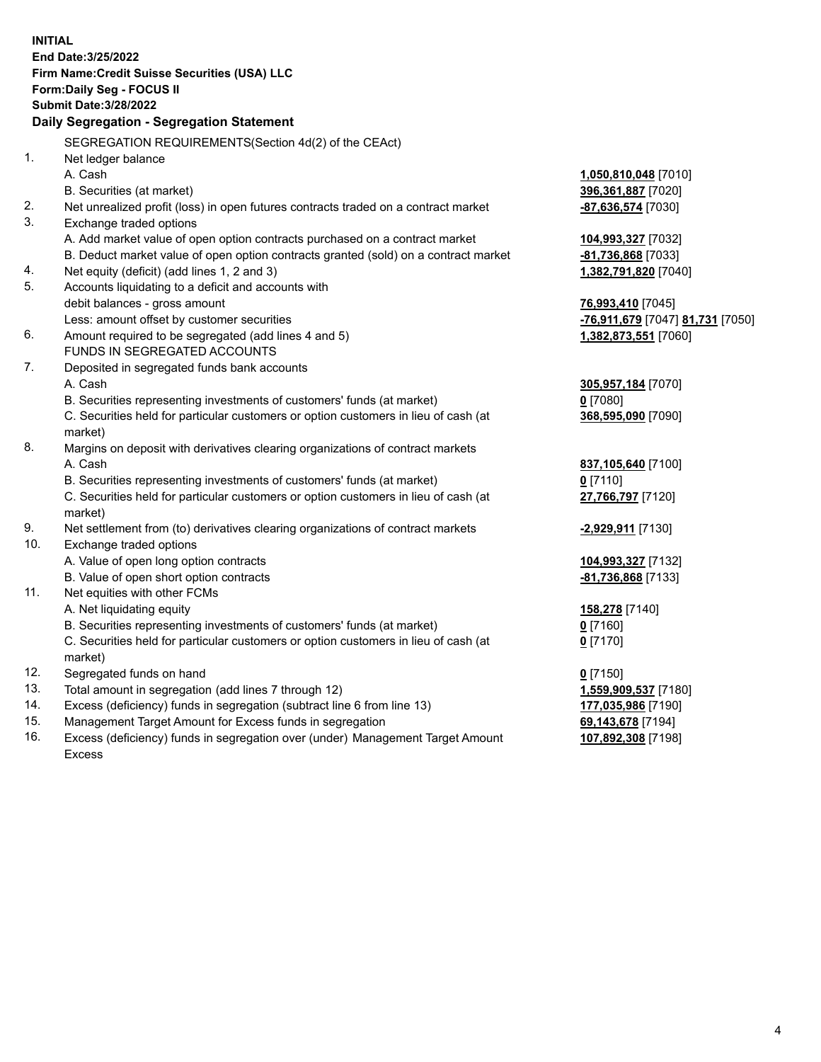**INITIAL**
**End Date:3/25/2022**
**Firm Name:Credit Suisse Securities (USA) LLC**
**Form:Daily Seg - FOCUS II**
**Submit Date:3/28/2022**

**Daily Segregation - Segregation Statement**

| | | |
|---|---|---|
| | SEGREGATION REQUIREMENTS(Section 4d(2) of the CEAct) | |
| 1. | Net ledger balance | |
| | A. Cash | **1,050,810,048** [7010] |
| | B. Securities (at market) | **396,361,887** [7020] |
| 2. | Net unrealized profit (loss) in open futures contracts traded on a contract market | **-87,636,574** [7030] |
| 3. | Exchange traded options | |
| | A. Add market value of open option contracts purchased on a contract market | **104,993,327** [7032] |
| | B. Deduct market value of open option contracts granted (sold) on a contract market | **-81,736,868** [7033] |
| 4. | Net equity (deficit) (add lines 1, 2 and 3) | **1,382,791,820** [7040] |
| 5. | Accounts liquidating to a deficit and accounts with debit balances - gross amount | **76,993,410** [7045] |
| | Less: amount offset by customer securities | **-76,911,679** [7047] **81,731** [7050] |
| 6. | Amount required to be segregated (add lines 4 and 5) | **1,382,873,551** [7060] |
| | FUNDS IN SEGREGATED ACCOUNTS | |
| 7. | Deposited in segregated funds bank accounts | |
| | A. Cash | **305,957,184** [7070] |
| | B. Securities representing investments of customers' funds (at market) | **0** [7080] |
| | C. Securities held for particular customers or option customers in lieu of cash (at market) | **368,595,090** [7090] |
| 8. | Margins on deposit with derivatives clearing organizations of contract markets | |
| | A. Cash | **837,105,640** [7100] |
| | B. Securities representing investments of customers' funds (at market) | **0** [7110] |
| | C. Securities held for particular customers or option customers in lieu of cash (at market) | **27,766,797** [7120] |
| 9. | Net settlement from (to) derivatives clearing organizations of contract markets | **-2,929,911** [7130] |
| 10. | Exchange traded options | |
| | A. Value of open long option contracts | **104,993,327** [7132] |
| | B. Value of open short option contracts | **-81,736,868** [7133] |
| 11. | Net equities with other FCMs | |
| | A. Net liquidating equity | **158,278** [7140] |
| | B. Securities representing investments of customers' funds (at market) | **0** [7160] |
| | C. Securities held for particular customers or option customers in lieu of cash (at market) | **0** [7170] |
| 12. | Segregated funds on hand | **0** [7150] |
| 13. | Total amount in segregation (add lines 7 through 12) | **1,559,909,537** [7180] |
| 14. | Excess (deficiency) funds in segregation (subtract line 6 from line 13) | **177,035,986** [7190] |
| 15. | Management Target Amount for Excess funds in segregation | **69,143,678** [7194] |
| 16. | Excess (deficiency) funds in segregation over (under) Management Target Amount Excess | **107,892,308** [7198] |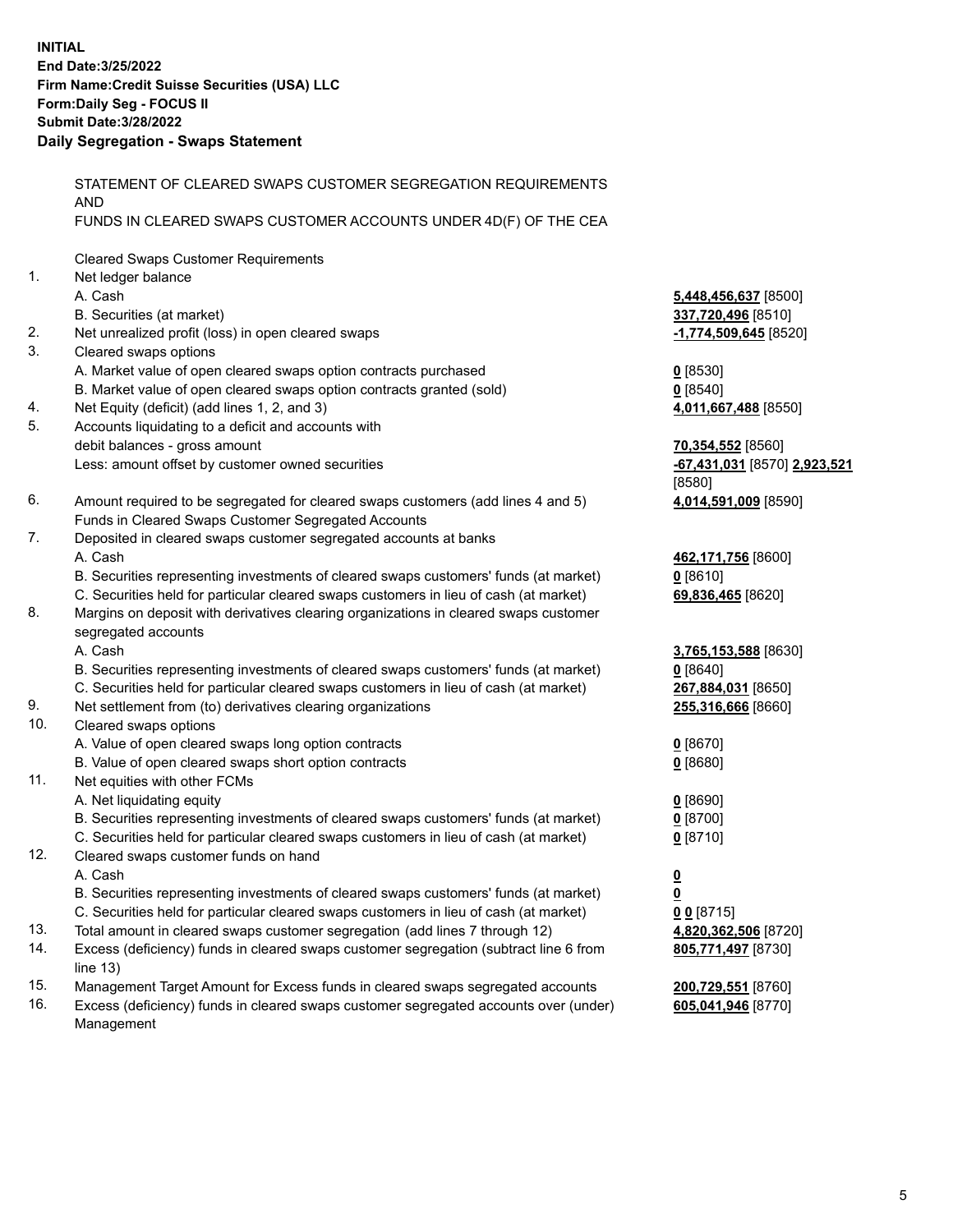**INITIAL**
**End Date:3/25/2022**
**Firm Name:Credit Suisse Securities (USA) LLC**
**Form:Daily Seg - FOCUS II**
**Submit Date:3/28/2022**
**Daily Segregation - Swaps Statement**

STATEMENT OF CLEARED SWAPS CUSTOMER SEGREGATION REQUIREMENTS AND
FUNDS IN CLEARED SWAPS CUSTOMER ACCOUNTS UNDER 4D(F) OF THE CEA

| | | |
|---|---|---|
| | Cleared Swaps Customer Requirements | |
| 1. | Net ledger balance | |
| | A. Cash | **5,448,456,637** [8500] |
| | B. Securities (at market) | **337,720,496** [8510] |
| 2. | Net unrealized profit (loss) in open cleared swaps | **-1,774,509,645** [8520] |
| 3. | Cleared swaps options | |
| | A. Market value of open cleared swaps option contracts purchased | **0** [8530] |
| | B. Market value of open cleared swaps option contracts granted (sold) | **0** [8540] |
| 4. | Net Equity (deficit) (add lines 1, 2, and 3) | **4,011,667,488** [8550] |
| 5. | Accounts liquidating to a deficit and accounts with debit balances - gross amount | **70,354,552** [8560] |
| | Less: amount offset by customer owned securities | **-67,431,031** [8570] **2,923,521** [8580] |
| 6. | Amount required to be segregated for cleared swaps customers (add lines 4 and 5) | **4,014,591,009** [8590] |
| | Funds in Cleared Swaps Customer Segregated Accounts | |
| 7. | Deposited in cleared swaps customer segregated accounts at banks | |
| | A. Cash | **462,171,756** [8600] |
| | B. Securities representing investments of cleared swaps customers' funds (at market) | **0** [8610] |
| | C. Securities held for particular cleared swaps customers in lieu of cash (at market) | **69,836,465** [8620] |
| 8. | Margins on deposit with derivatives clearing organizations in cleared swaps customer segregated accounts | |
| | A. Cash | **3,765,153,588** [8630] |
| | B. Securities representing investments of cleared swaps customers' funds (at market) | **0** [8640] |
| | C. Securities held for particular cleared swaps customers in lieu of cash (at market) | **267,884,031** [8650] |
| 9. | Net settlement from (to) derivatives clearing organizations | **255,316,666** [8660] |
| 10. | Cleared swaps options | |
| | A. Value of open cleared swaps long option contracts | **0** [8670] |
| | B. Value of open cleared swaps short option contracts | **0** [8680] |
| 11. | Net equities with other FCMs | |
| | A. Net liquidating equity | **0** [8690] |
| | B. Securities representing investments of cleared swaps customers' funds (at market) | **0** [8700] |
| | C. Securities held for particular cleared swaps customers in lieu of cash (at market) | **0** [8710] |
| 12. | Cleared swaps customer funds on hand | |
| | A. Cash | **0** |
| | B. Securities representing investments of cleared swaps customers' funds (at market) | **0** |
| | C. Securities held for particular cleared swaps customers in lieu of cash (at market) | **0** **0** [8715] |
| 13. | Total amount in cleared swaps customer segregation (add lines 7 through 12) | **4,820,362,506** [8720] |
| 14. | Excess (deficiency) funds in cleared swaps customer segregation (subtract line 6 from line 13) | **805,771,497** [8730] |
| 15. | Management Target Amount for Excess funds in cleared swaps segregated accounts | **200,729,551** [8760] |
| 16. | Excess (deficiency) funds in cleared swaps customer segregated accounts over (under) Management | **605,041,946** [8770] |